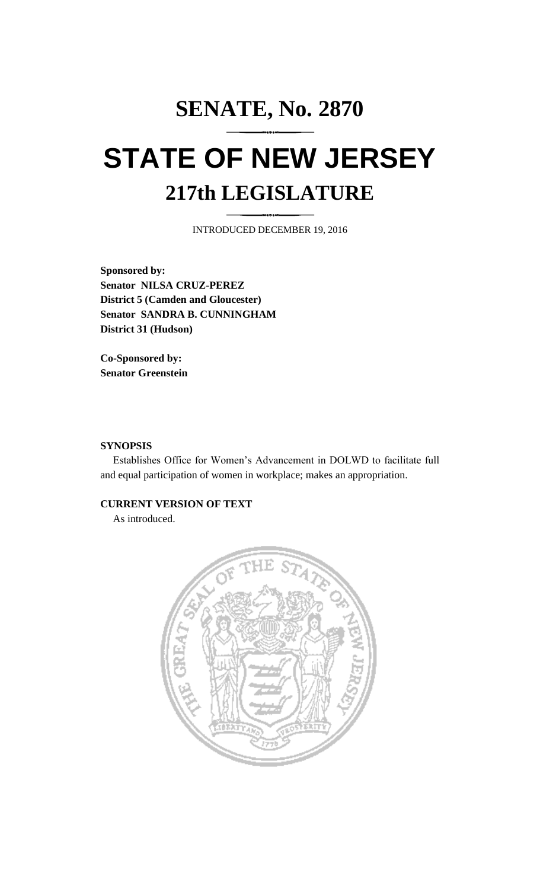# SENATE, No. 2870

# STATE OF NEW JERSEY

## 217th LEGISLATURE

INTRODUCED DECEMBER 19, 2016

**Sponsored by:**
**Senator NILSA CRUZ-PEREZ**
**District 5 (Camden and Gloucester)**
**Senator SANDRA B. CUNNINGHAM**
**District 31 (Hudson)**

**Co-Sponsored by:**
**Senator Greenstein**

**SYNOPSIS**

Establishes Office for Women's Advancement in DOLWD to facilitate full and equal participation of women in workplace; makes an appropriation.

**CURRENT VERSION OF TEXT**

As introduced.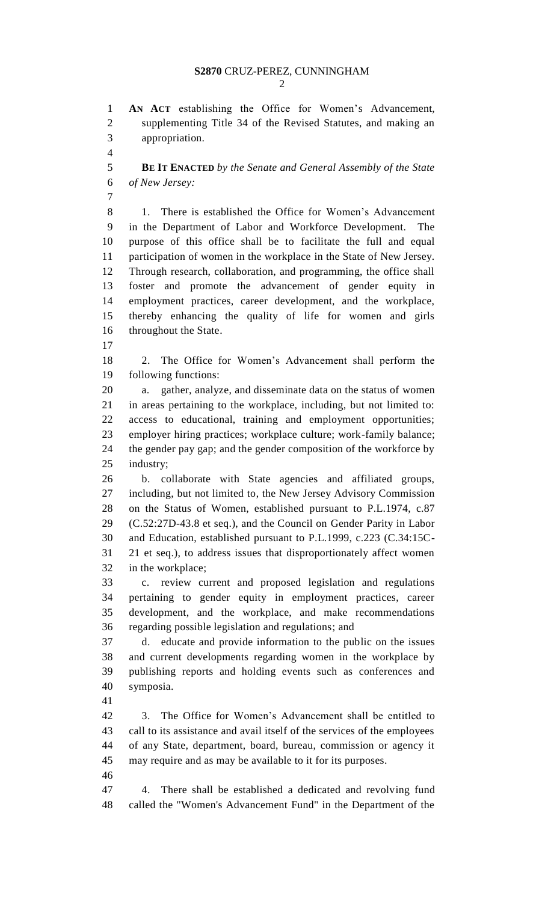**AN ACT** establishing the Office for Women's Advancement, supplementing Title 34 of the Revised Statutes, and making an appropriation.

**BE IT ENACTED** *by the Senate and General Assembly of the State of New Jersey:*

1. There is established the Office for Women's Advancement in the Department of Labor and Workforce Development. The purpose of this office shall be to facilitate the full and equal participation of women in the workplace in the State of New Jersey. Through research, collaboration, and programming, the office shall foster and promote the advancement of gender equity in employment practices, career development, and the workplace, thereby enhancing the quality of life for women and girls throughout the State.

2. The Office for Women's Advancement shall perform the following functions:

a. gather, analyze, and disseminate data on the status of women in areas pertaining to the workplace, including, but not limited to: access to educational, training and employment opportunities; employer hiring practices; workplace culture; work-family balance; the gender pay gap; and the gender composition of the workforce by industry;

b. collaborate with State agencies and affiliated groups, including, but not limited to, the New Jersey Advisory Commission on the Status of Women, established pursuant to P.L.1974, c.87 (C.52:27D-43.8 et seq.), and the Council on Gender Parity in Labor and Education, established pursuant to P.L.1999, c.223 (C.34:15C-21 et seq.), to address issues that disproportionately affect women in the workplace;

c. review current and proposed legislation and regulations pertaining to gender equity in employment practices, career development, and the workplace, and make recommendations regarding possible legislation and regulations; and

d. educate and provide information to the public on the issues and current developments regarding women in the workplace by publishing reports and holding events such as conferences and symposia.

3. The Office for Women's Advancement shall be entitled to call to its assistance and avail itself of the services of the employees of any State, department, board, bureau, commission or agency it may require and as may be available to it for its purposes.

4. There shall be established a dedicated and revolving fund called the "Women's Advancement Fund" in the Department of the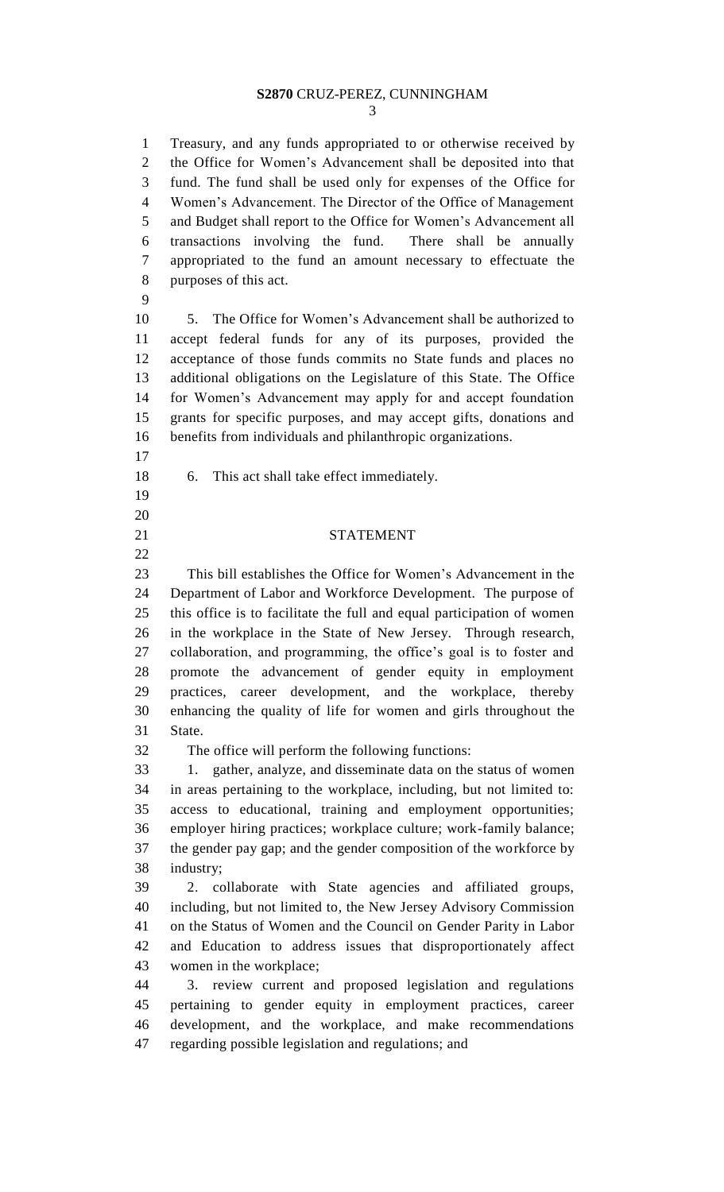Treasury, and any funds appropriated to or otherwise received by the Office for Women's Advancement shall be deposited into that fund. The fund shall be used only for expenses of the Office for Women's Advancement. The Director of the Office of Management and Budget shall report to the Office for Women's Advancement all transactions involving the fund. There shall be annually appropriated to the fund an amount necessary to effectuate the purposes of this act.

5. The Office for Women's Advancement shall be authorized to accept federal funds for any of its purposes, provided the acceptance of those funds commits no State funds and places no additional obligations on the Legislature of this State. The Office for Women's Advancement may apply for and accept foundation grants for specific purposes, and may accept gifts, donations and benefits from individuals and philanthropic organizations.

6. This act shall take effect immediately.

## STATEMENT

This bill establishes the Office for Women's Advancement in the Department of Labor and Workforce Development. The purpose of this office is to facilitate the full and equal participation of women in the workplace in the State of New Jersey. Through research, collaboration, and programming, the office's goal is to foster and promote the advancement of gender equity in employment practices, career development, and the workplace, thereby enhancing the quality of life for women and girls throughout the State.

The office will perform the following functions:

1. gather, analyze, and disseminate data on the status of women in areas pertaining to the workplace, including, but not limited to: access to educational, training and employment opportunities; employer hiring practices; workplace culture; work-family balance; the gender pay gap; and the gender composition of the workforce by industry;

2. collaborate with State agencies and affiliated groups, including, but not limited to, the New Jersey Advisory Commission on the Status of Women and the Council on Gender Parity in Labor and Education to address issues that disproportionately affect women in the workplace;

3. review current and proposed legislation and regulations pertaining to gender equity in employment practices, career development, and the workplace, and make recommendations regarding possible legislation and regulations; and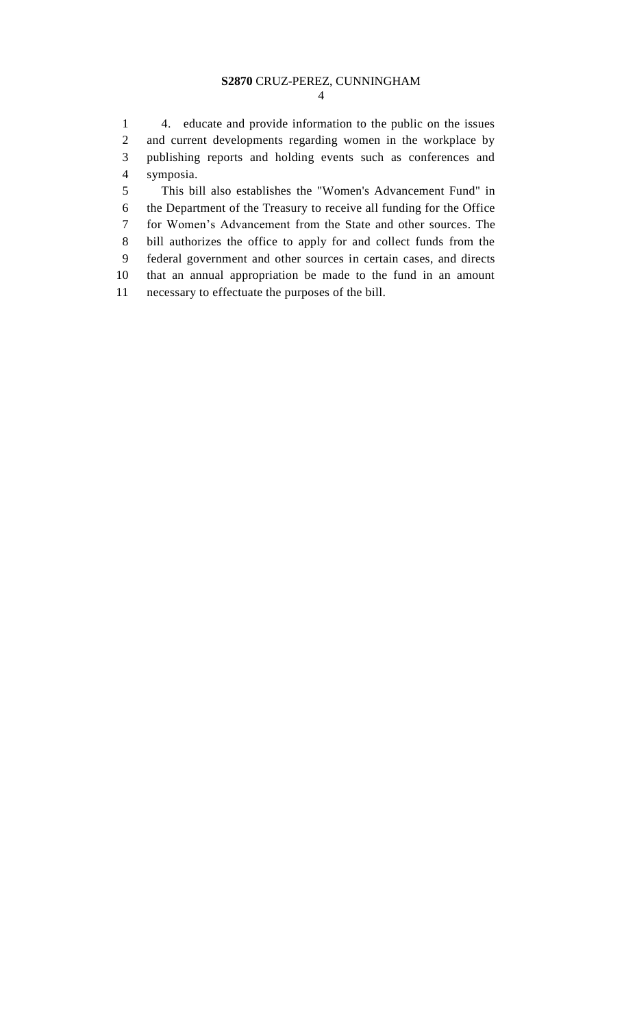4. educate and provide information to the public on the issues and current developments regarding women in the workplace by publishing reports and holding events such as conferences and symposia.

This bill also establishes the "Women's Advancement Fund" in the Department of the Treasury to receive all funding for the Office for Women's Advancement from the State and other sources. The bill authorizes the office to apply for and collect funds from the federal government and other sources in certain cases, and directs that an annual appropriation be made to the fund in an amount necessary to effectuate the purposes of the bill.